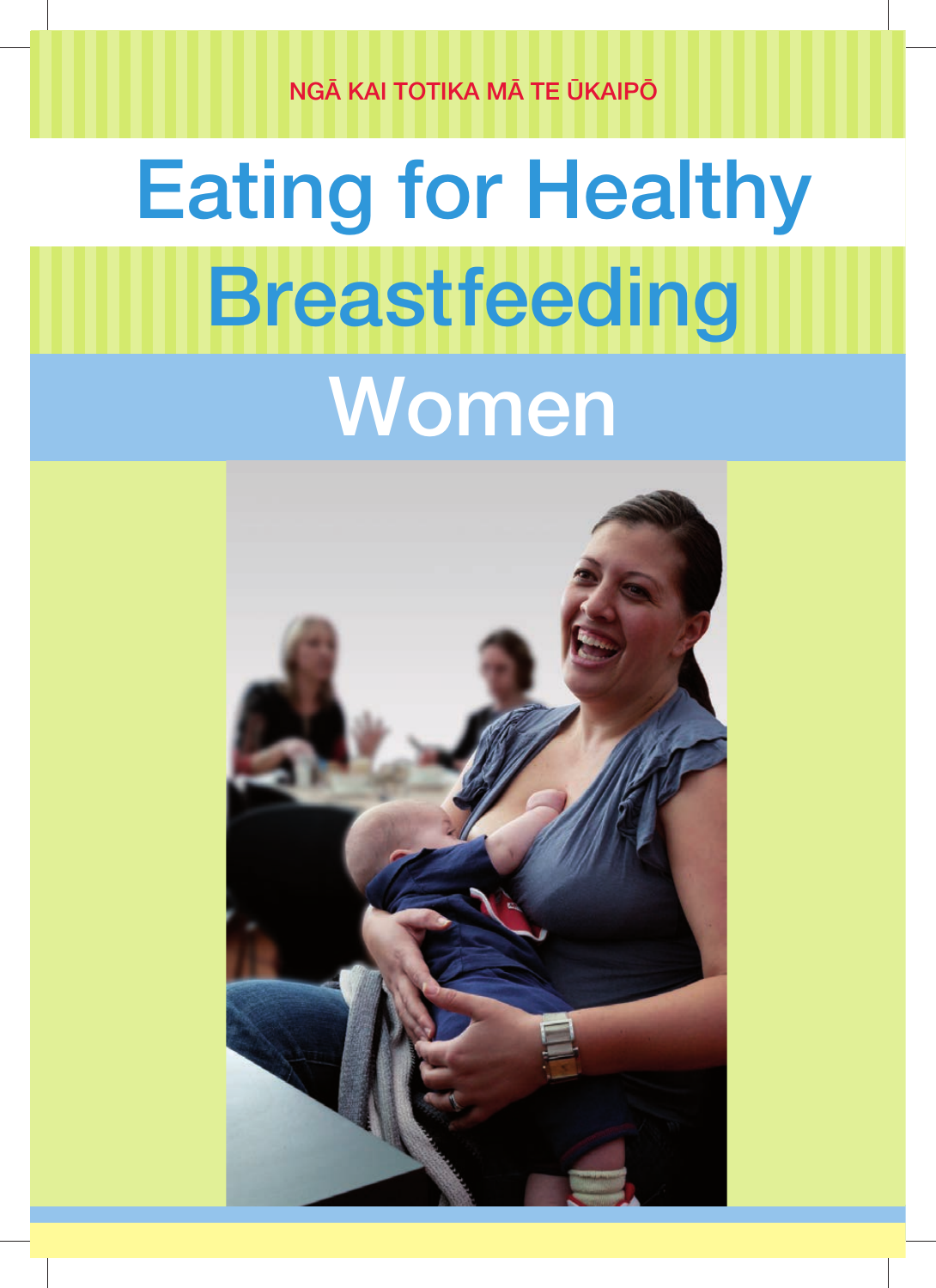NGĀ KAI TOTIKA MĀ TE ŪKAIPŌ

# Eating for Healthy Breastfeeding Women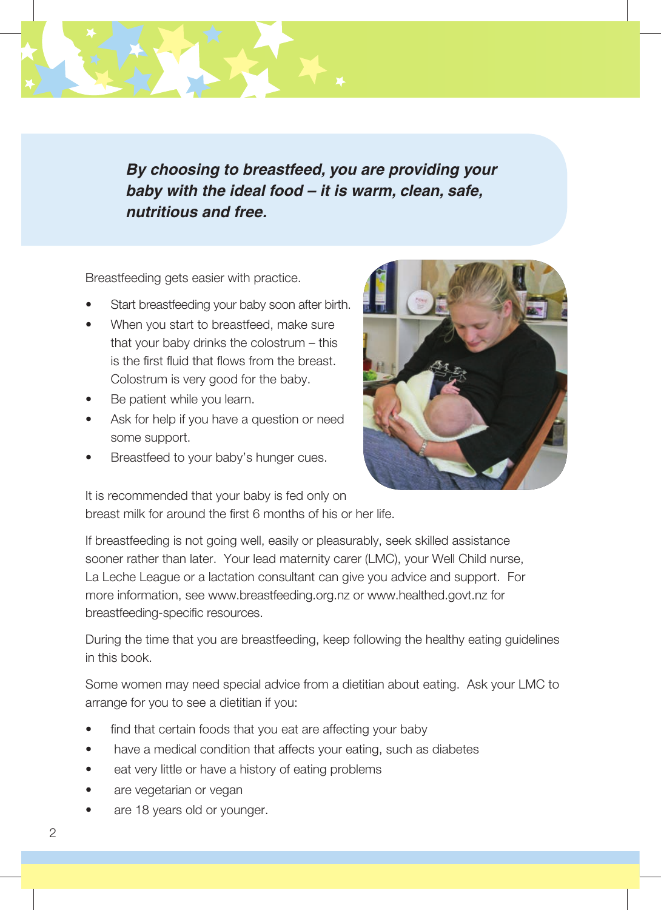***By choosing to breastfeed, you are providing your baby with the ideal food – it is warm, clean, safe, nutritious and free.***

Breastfeeding gets easier with practice.

- Start breastfeeding your baby soon after birth.
- When you start to breastfeed, make sure that your baby drinks the colostrum – this is the first fluid that flows from the breast. Colostrum is very good for the baby.
- Be patient while you learn.
- Ask for help if you have a question or need some support.
- Breastfeed to your baby's hunger cues.

It is recommended that your baby is fed only on breast milk for around the first 6 months of his or her life.

If breastfeeding is not going well, easily or pleasurably, seek skilled assistance sooner rather than later. Your lead maternity carer (LMC), your Well Child nurse, La Leche League or a lactation consultant can give you advice and support. For more information, see www.breastfeeding.org.nz or www.healthed.govt.nz for breastfeeding-specific resources.

During the time that you are breastfeeding, keep following the healthy eating guidelines in this book.

Some women may need special advice from a dietitian about eating. Ask your LMC to arrange for you to see a dietitian if you:

- find that certain foods that you eat are affecting your baby
- have a medical condition that affects your eating, such as diabetes
- eat very little or have a history of eating problems
- are vegetarian or vegan
- are 18 years old or younger.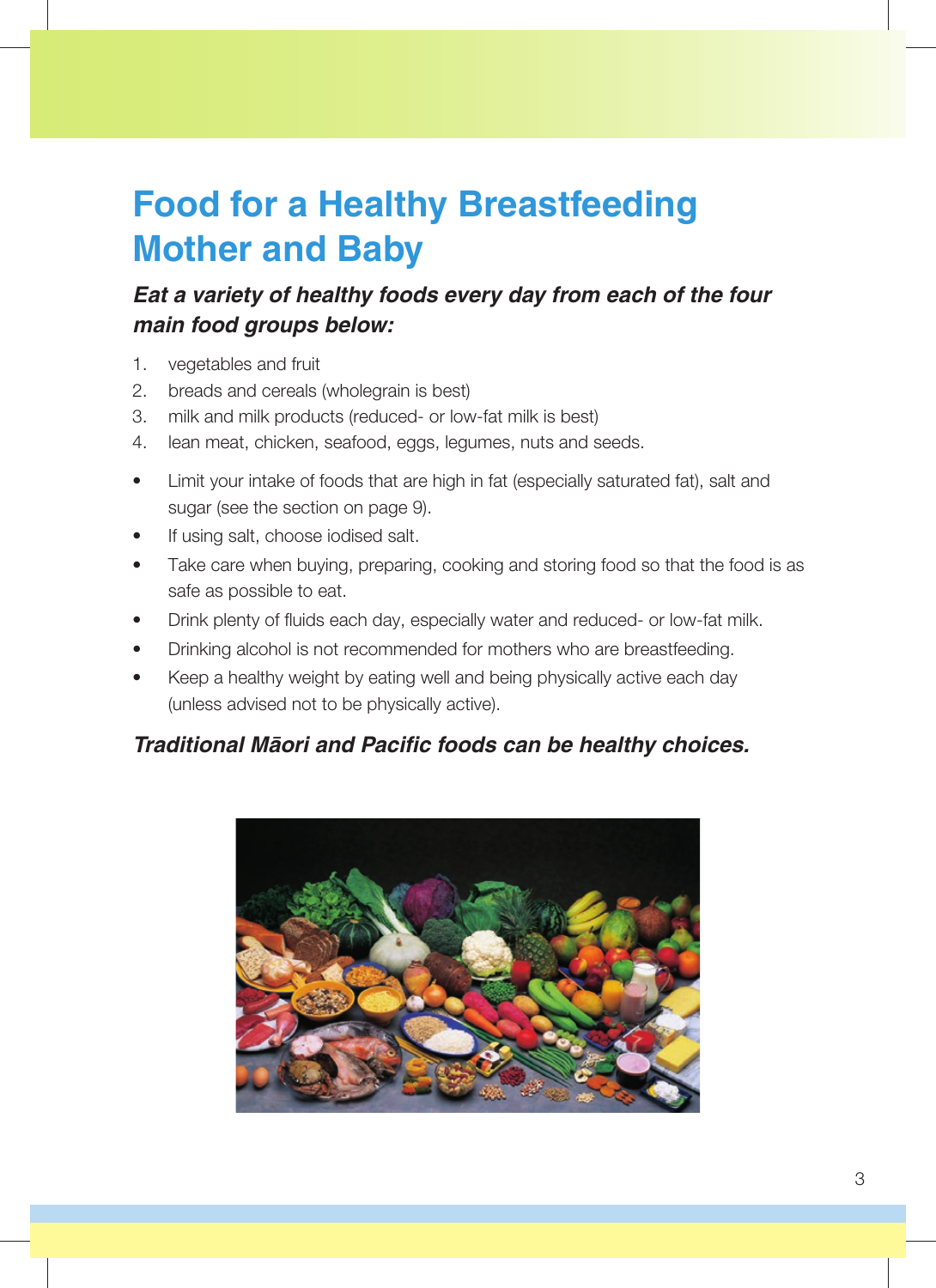# Food for a Healthy Breastfeeding Mother and Baby

***Eat a variety of healthy foods every day from each of the four main food groups below:***

1. vegetables and fruit
2. breads and cereals (wholegrain is best)
3. milk and milk products (reduced- or low-fat milk is best)
4. lean meat, chicken, seafood, eggs, legumes, nuts and seeds.

- Limit your intake of foods that are high in fat (especially saturated fat), salt and sugar (see the section on page 9).
- If using salt, choose iodised salt.
- Take care when buying, preparing, cooking and storing food so that the food is as safe as possible to eat.
- Drink plenty of fluids each day, especially water and reduced- or low-fat milk.
- Drinking alcohol is not recommended for mothers who are breastfeeding.
- Keep a healthy weight by eating well and being physically active each day (unless advised not to be physically active).

***Traditional Māori and Pacific foods can be healthy choices.***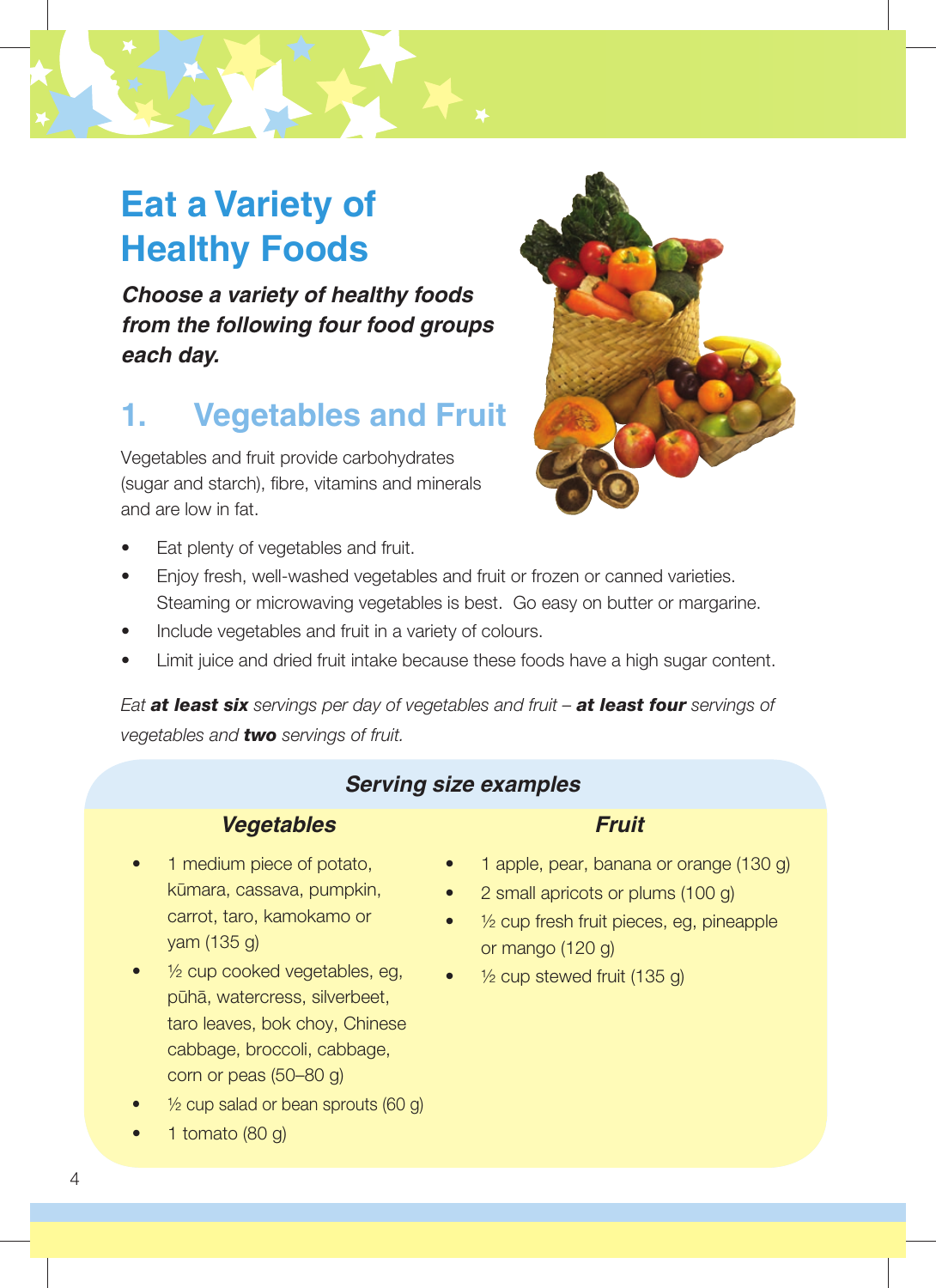# Eat a Variety of Healthy Foods

***Choose a variety of healthy foods from the following four food groups each day.***

## 1. Vegetables and Fruit

Vegetables and fruit provide carbohydrates (sugar and starch), fibre, vitamins and minerals and are low in fat.

- Eat plenty of vegetables and fruit.
- Enjoy fresh, well-washed vegetables and fruit or frozen or canned varieties. Steaming or microwaving vegetables is best. Go easy on butter or margarine.
- Include vegetables and fruit in a variety of colours.
- Limit juice and dried fruit intake because these foods have a high sugar content.

*Eat **at least six** servings per day of vegetables and fruit – **at least four** servings of vegetables and **two** servings of fruit.*

### *Serving size examples*

#### *Vegetables*

- 1 medium piece of potato, kūmara, cassava, pumpkin, carrot, taro, kamokamo or yam (135 g)
- ½ cup cooked vegetables, eg, pūhā, watercress, silverbeet, taro leaves, bok choy, Chinese cabbage, broccoli, cabbage, corn or peas (50–80 g)
- ½ cup salad or bean sprouts (60 g)
- 1 tomato (80 g)

#### *Fruit*

- 1 apple, pear, banana or orange (130 g)
- 2 small apricots or plums (100 g)
- ½ cup fresh fruit pieces, eg, pineapple or mango (120 g)
- ½ cup stewed fruit (135 g)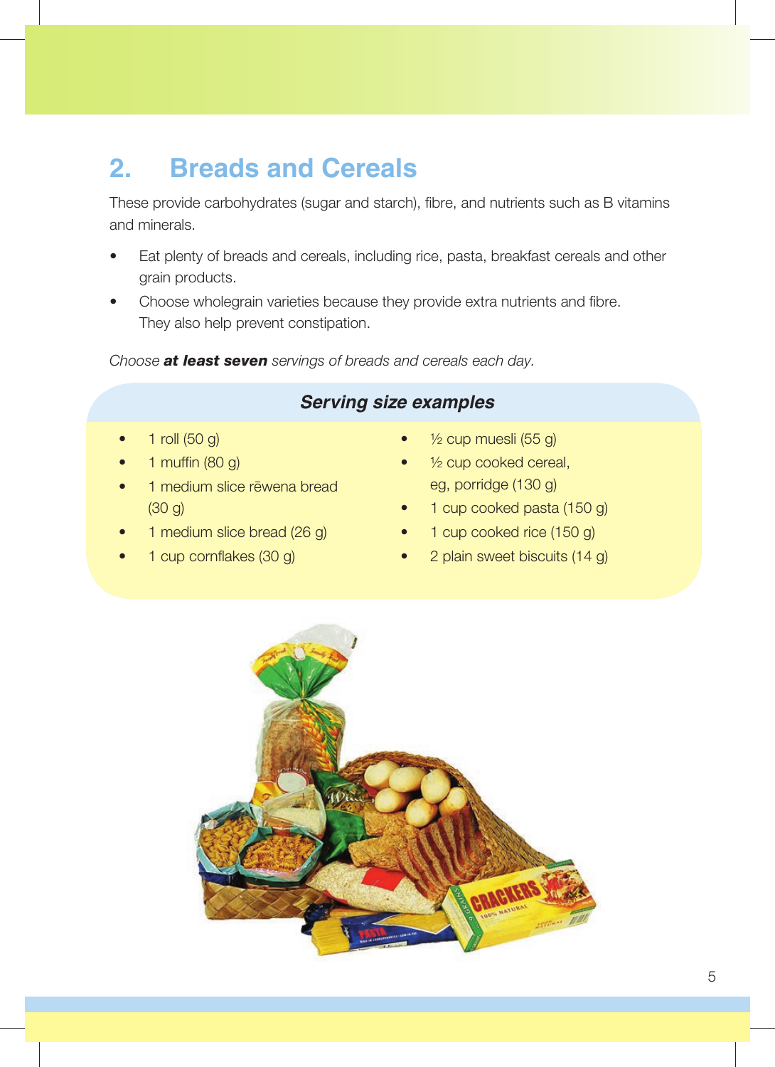## 2. Breads and Cereals

These provide carbohydrates (sugar and starch), fibre, and nutrients such as B vitamins and minerals.

- Eat plenty of breads and cereals, including rice, pasta, breakfast cereals and other grain products.
- Choose wholegrain varieties because they provide extra nutrients and fibre. They also help prevent constipation.

*Choose **at least seven** servings of breads and cereals each day.*

### *Serving size examples*

- 1 roll (50 g)
- 1 muffin (80 g)
- 1 medium slice rēwena bread (30 g)
- 1 medium slice bread (26 g)
- 1 cup cornflakes (30 g)
- ½ cup muesli (55 g)
- ½ cup cooked cereal, eg, porridge (130 g)
- 1 cup cooked pasta (150 g)
- 1 cup cooked rice (150 g)
- 2 plain sweet biscuits (14 g)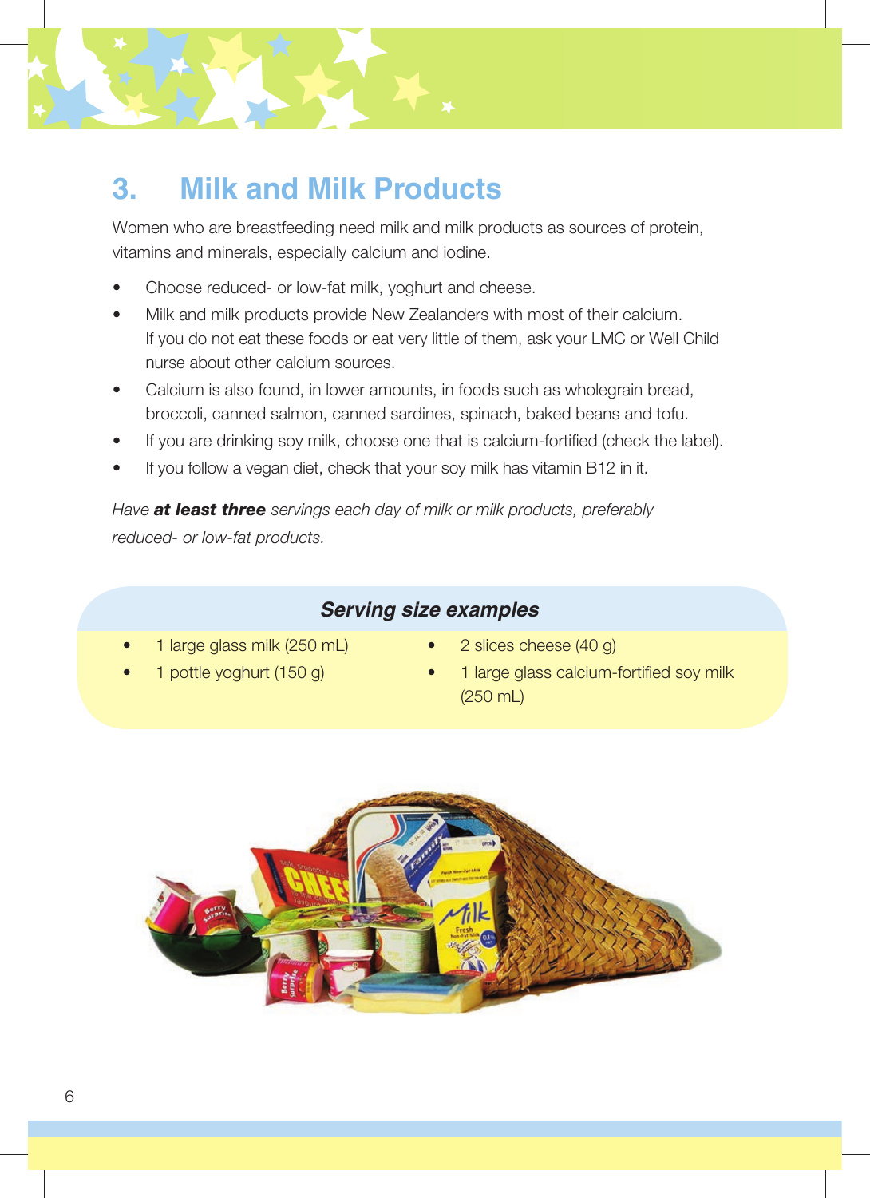## 3. Milk and Milk Products

Women who are breastfeeding need milk and milk products as sources of protein, vitamins and minerals, especially calcium and iodine.

- Choose reduced- or low-fat milk, yoghurt and cheese.
- Milk and milk products provide New Zealanders with most of their calcium. If you do not eat these foods or eat very little of them, ask your LMC or Well Child nurse about other calcium sources.
- Calcium is also found, in lower amounts, in foods such as wholegrain bread, broccoli, canned salmon, canned sardines, spinach, baked beans and tofu.
- If you are drinking soy milk, choose one that is calcium-fortified (check the label).
- If you follow a vegan diet, check that your soy milk has vitamin B12 in it.

*Have **at least three** servings each day of milk or milk products, preferably reduced- or low-fat products.*

### *Serving size examples*

- 1 large glass milk (250 mL)
- 1 pottle yoghurt (150 g)
- 2 slices cheese (40 g)
- 1 large glass calcium-fortified soy milk (250 mL)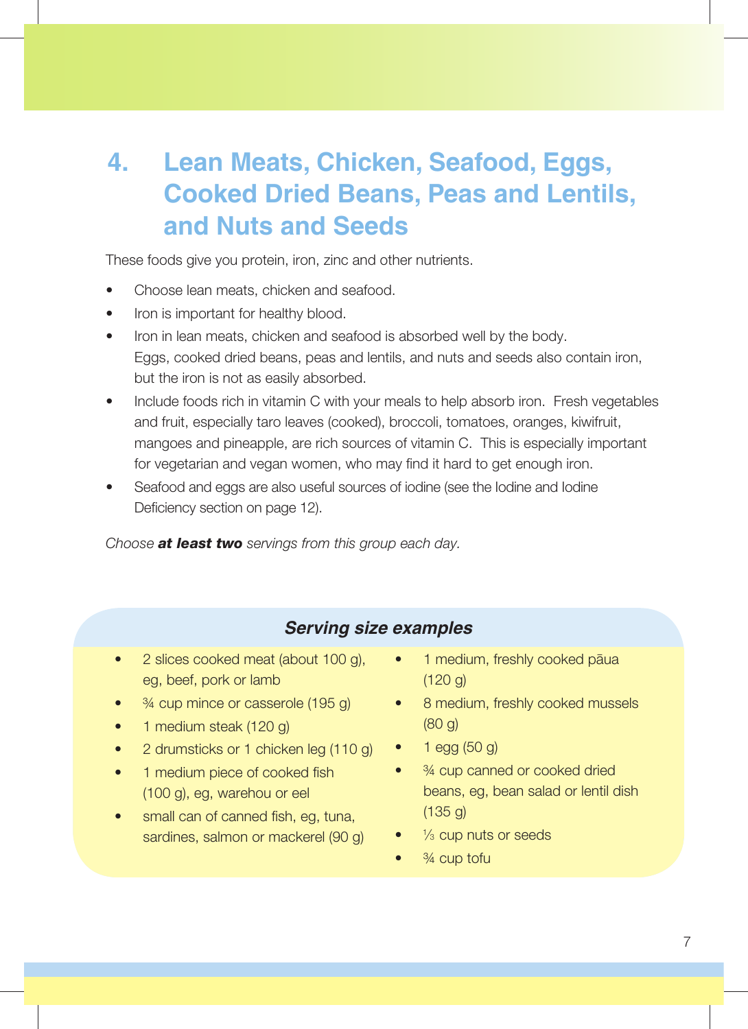# 4. Lean Meats, Chicken, Seafood, Eggs, Cooked Dried Beans, Peas and Lentils, and Nuts and Seeds

These foods give you protein, iron, zinc and other nutrients.

- Choose lean meats, chicken and seafood.
- Iron is important for healthy blood.
- Iron in lean meats, chicken and seafood is absorbed well by the body. Eggs, cooked dried beans, peas and lentils, and nuts and seeds also contain iron, but the iron is not as easily absorbed.
- Include foods rich in vitamin C with your meals to help absorb iron. Fresh vegetables and fruit, especially taro leaves (cooked), broccoli, tomatoes, oranges, kiwifruit, mangoes and pineapple, are rich sources of vitamin C. This is especially important for vegetarian and vegan women, who may find it hard to get enough iron.
- Seafood and eggs are also useful sources of iodine (see the Iodine and Iodine Deficiency section on page 12).

*Choose **at least two** servings from this group each day.*

### *Serving size examples*

- 2 slices cooked meat (about 100 g), eg, beef, pork or lamb
- ¾ cup mince or casserole (195 g)
- 1 medium steak (120 g)
- 2 drumsticks or 1 chicken leg (110 g)
- 1 medium piece of cooked fish (100 g), eg, warehou or eel
- small can of canned fish, eg, tuna, sardines, salmon or mackerel (90 g)
- 1 medium, freshly cooked pāua (120 g)
- 8 medium, freshly cooked mussels (80 g)
- 1 egg (50 g)
- ¾ cup canned or cooked dried beans, eg, bean salad or lentil dish (135 g)
- ⅓ cup nuts or seeds
- ¾ cup tofu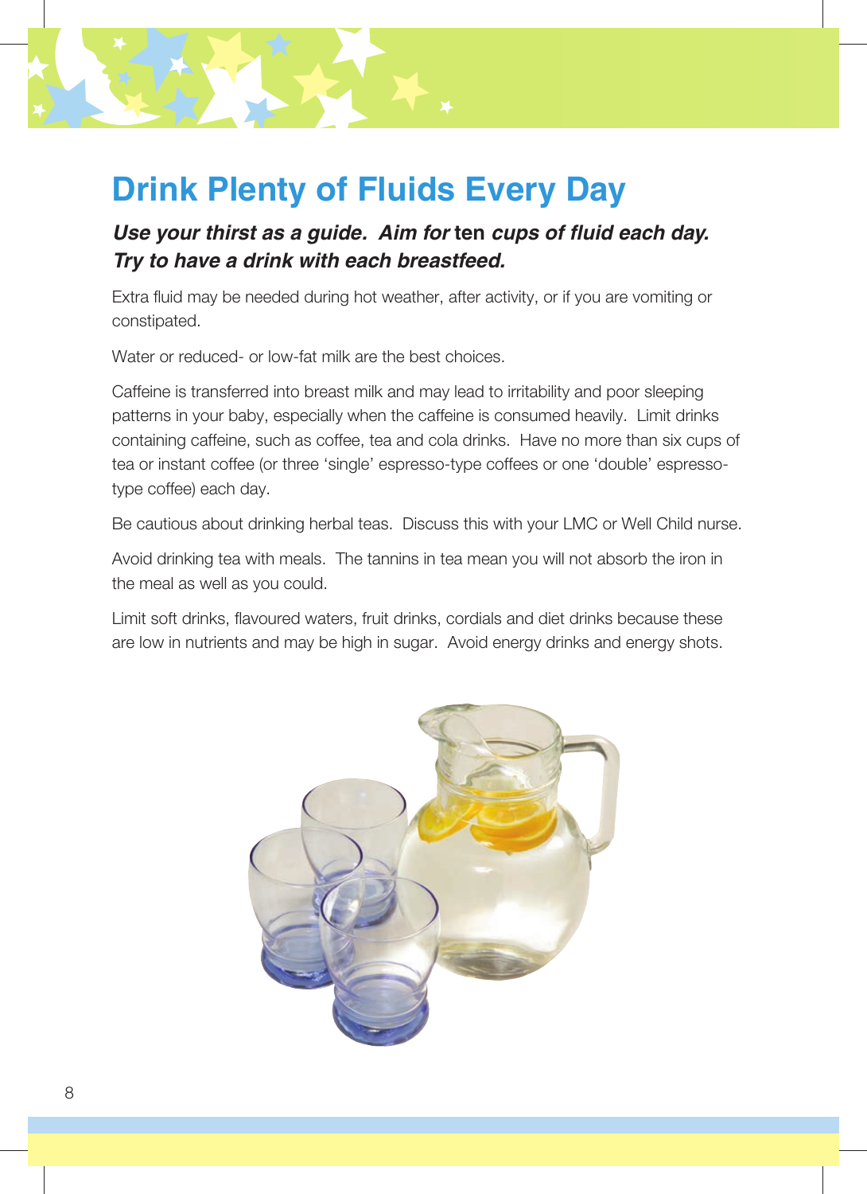# Drink Plenty of Fluids Every Day

***Use your thirst as a guide. Aim for* ten *cups of fluid each day. Try to have a drink with each breastfeed.***

Extra fluid may be needed during hot weather, after activity, or if you are vomiting or constipated.

Water or reduced- or low-fat milk are the best choices.

Caffeine is transferred into breast milk and may lead to irritability and poor sleeping patterns in your baby, especially when the caffeine is consumed heavily. Limit drinks containing caffeine, such as coffee, tea and cola drinks. Have no more than six cups of tea or instant coffee (or three 'single' espresso-type coffees or one 'double' espresso-type coffee) each day.

Be cautious about drinking herbal teas. Discuss this with your LMC or Well Child nurse.

Avoid drinking tea with meals. The tannins in tea mean you will not absorb the iron in the meal as well as you could.

Limit soft drinks, flavoured waters, fruit drinks, cordials and diet drinks because these are low in nutrients and may be high in sugar. Avoid energy drinks and energy shots.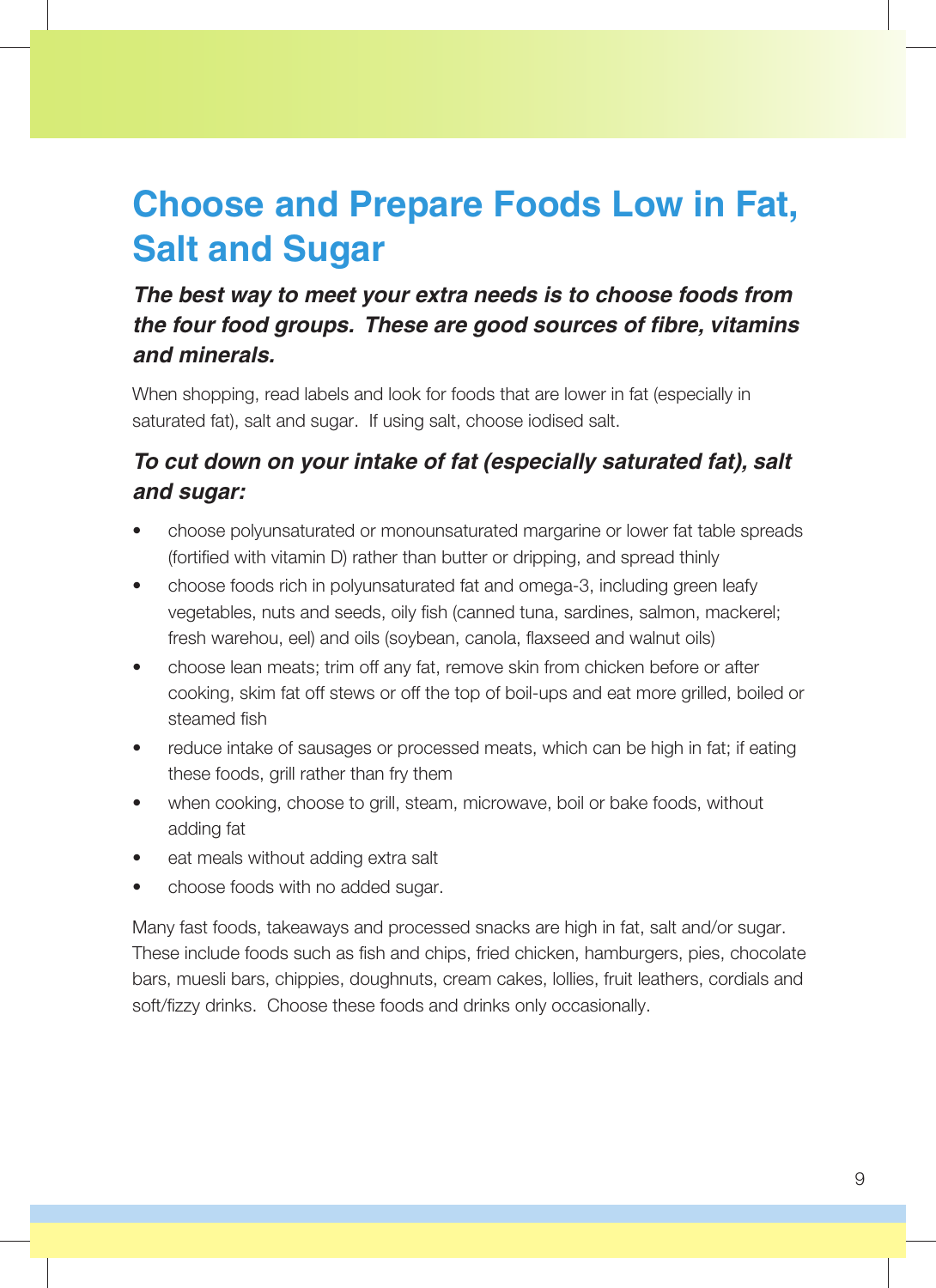# Choose and Prepare Foods Low in Fat, Salt and Sugar

***The best way to meet your extra needs is to choose foods from the four food groups. These are good sources of fibre, vitamins and minerals.***

When shopping, read labels and look for foods that are lower in fat (especially in saturated fat), salt and sugar. If using salt, choose iodised salt.

### *To cut down on your intake of fat (especially saturated fat), salt and sugar:*

- choose polyunsaturated or monounsaturated margarine or lower fat table spreads (fortified with vitamin D) rather than butter or dripping, and spread thinly
- choose foods rich in polyunsaturated fat and omega-3, including green leafy vegetables, nuts and seeds, oily fish (canned tuna, sardines, salmon, mackerel; fresh warehou, eel) and oils (soybean, canola, flaxseed and walnut oils)
- choose lean meats; trim off any fat, remove skin from chicken before or after cooking, skim fat off stews or off the top of boil-ups and eat more grilled, boiled or steamed fish
- reduce intake of sausages or processed meats, which can be high in fat; if eating these foods, grill rather than fry them
- when cooking, choose to grill, steam, microwave, boil or bake foods, without adding fat
- eat meals without adding extra salt
- choose foods with no added sugar.

Many fast foods, takeaways and processed snacks are high in fat, salt and/or sugar. These include foods such as fish and chips, fried chicken, hamburgers, pies, chocolate bars, muesli bars, chippies, doughnuts, cream cakes, lollies, fruit leathers, cordials and soft/fizzy drinks. Choose these foods and drinks only occasionally.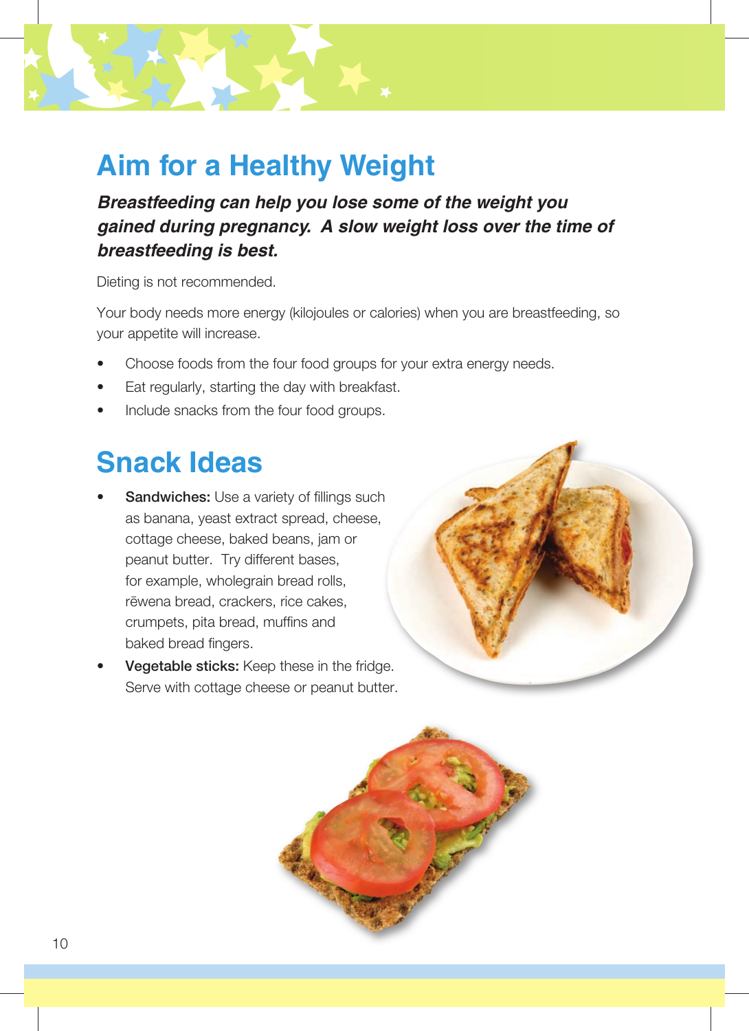# Aim for a Healthy Weight

***Breastfeeding can help you lose some of the weight you gained during pregnancy. A slow weight loss over the time of breastfeeding is best.***

Dieting is not recommended.

Your body needs more energy (kilojoules or calories) when you are breastfeeding, so your appetite will increase.

- Choose foods from the four food groups for your extra energy needs.
- Eat regularly, starting the day with breakfast.
- Include snacks from the four food groups.

## Snack Ideas

- **Sandwiches:** Use a variety of fillings such as banana, yeast extract spread, cheese, cottage cheese, baked beans, jam or peanut butter. Try different bases, for example, wholegrain bread rolls, rēwena bread, crackers, rice cakes, crumpets, pita bread, muffins and baked bread fingers.
- **Vegetable sticks:** Keep these in the fridge. Serve with cottage cheese or peanut butter.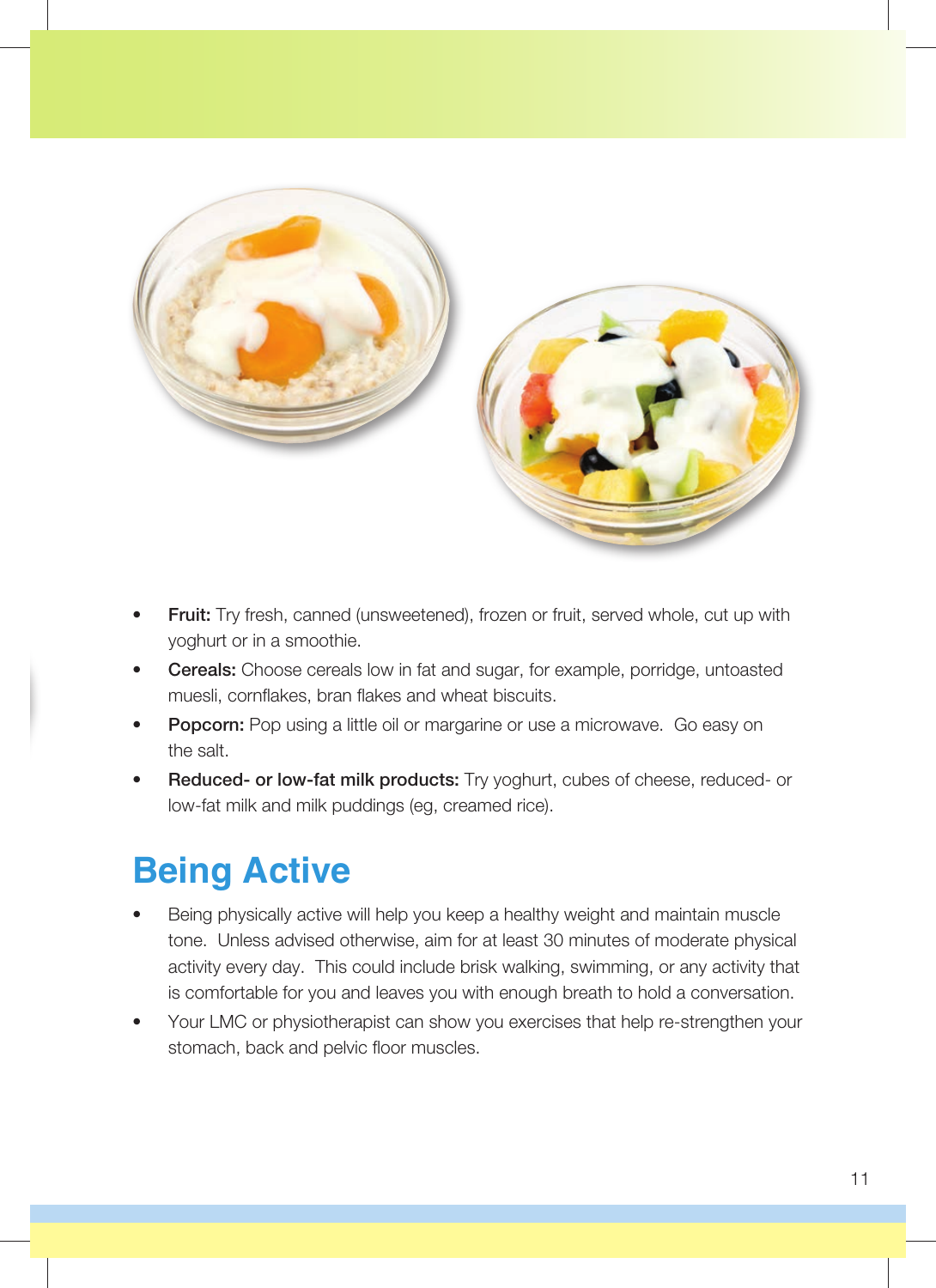- **Fruit:** Try fresh, canned (unsweetened), frozen or fruit, served whole, cut up with yoghurt or in a smoothie.
- **Cereals:** Choose cereals low in fat and sugar, for example, porridge, untoasted muesli, cornflakes, bran flakes and wheat biscuits.
- **Popcorn:** Pop using a little oil or margarine or use a microwave. Go easy on the salt.
- **Reduced- or low-fat milk products:** Try yoghurt, cubes of cheese, reduced- or low-fat milk and milk puddings (eg, creamed rice).

# Being Active

- Being physically active will help you keep a healthy weight and maintain muscle tone. Unless advised otherwise, aim for at least 30 minutes of moderate physical activity every day. This could include brisk walking, swimming, or any activity that is comfortable for you and leaves you with enough breath to hold a conversation.
- Your LMC or physiotherapist can show you exercises that help re-strengthen your stomach, back and pelvic floor muscles.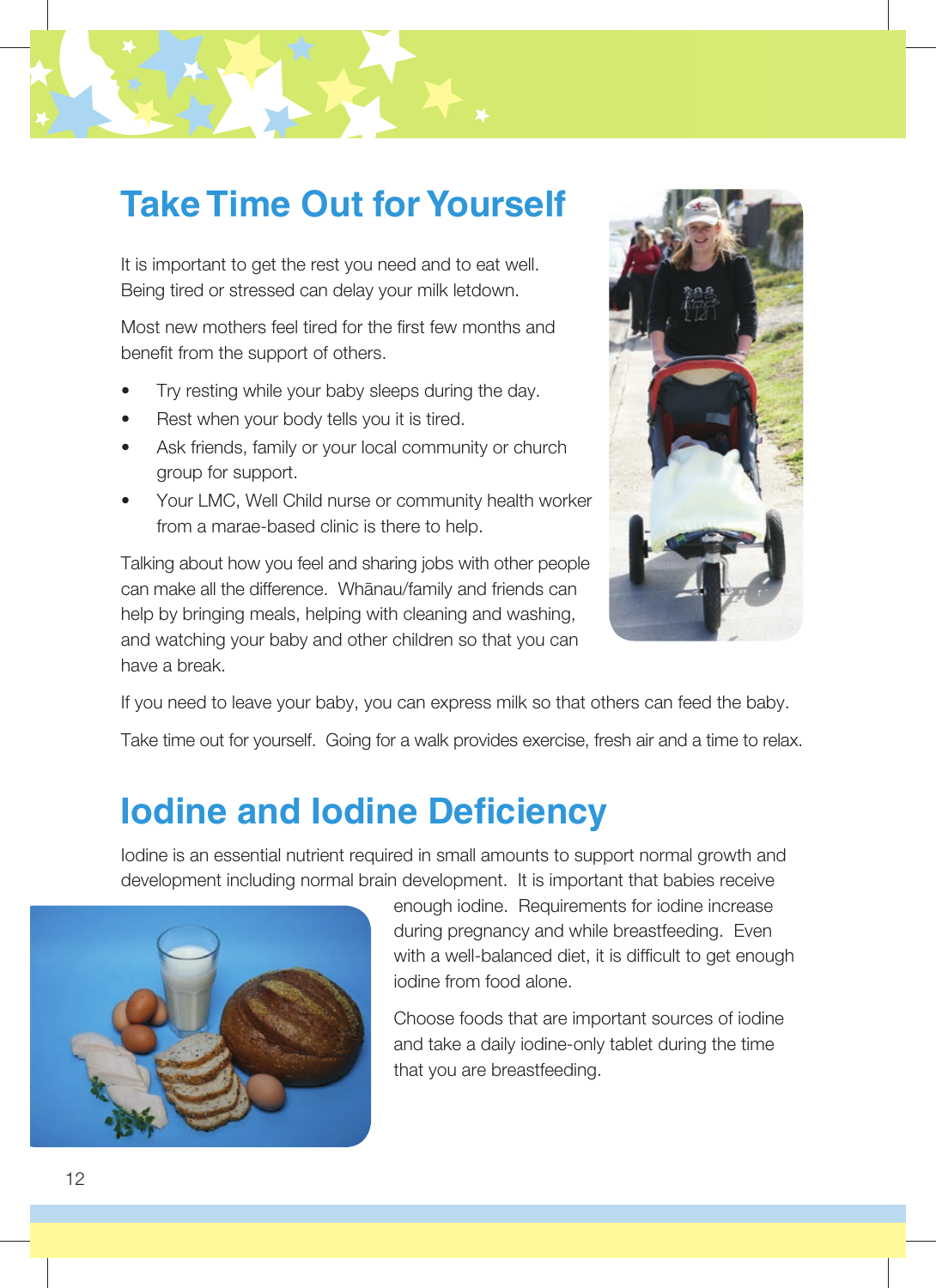# Take Time Out for Yourself

It is important to get the rest you need and to eat well. Being tired or stressed can delay your milk letdown.

Most new mothers feel tired for the first few months and benefit from the support of others.

- Try resting while your baby sleeps during the day.
- Rest when your body tells you it is tired.
- Ask friends, family or your local community or church group for support.
- Your LMC, Well Child nurse or community health worker from a marae-based clinic is there to help.

Talking about how you feel and sharing jobs with other people can make all the difference. Whānau/family and friends can help by bringing meals, helping with cleaning and washing, and watching your baby and other children so that you can have a break.

If you need to leave your baby, you can express milk so that others can feed the baby.

Take time out for yourself. Going for a walk provides exercise, fresh air and a time to relax.

# Iodine and Iodine Deficiency

Iodine is an essential nutrient required in small amounts to support normal growth and development including normal brain development. It is important that babies receive enough iodine. Requirements for iodine increase during pregnancy and while breastfeeding. Even with a well-balanced diet, it is difficult to get enough iodine from food alone.

Choose foods that are important sources of iodine and take a daily iodine-only tablet during the time that you are breastfeeding.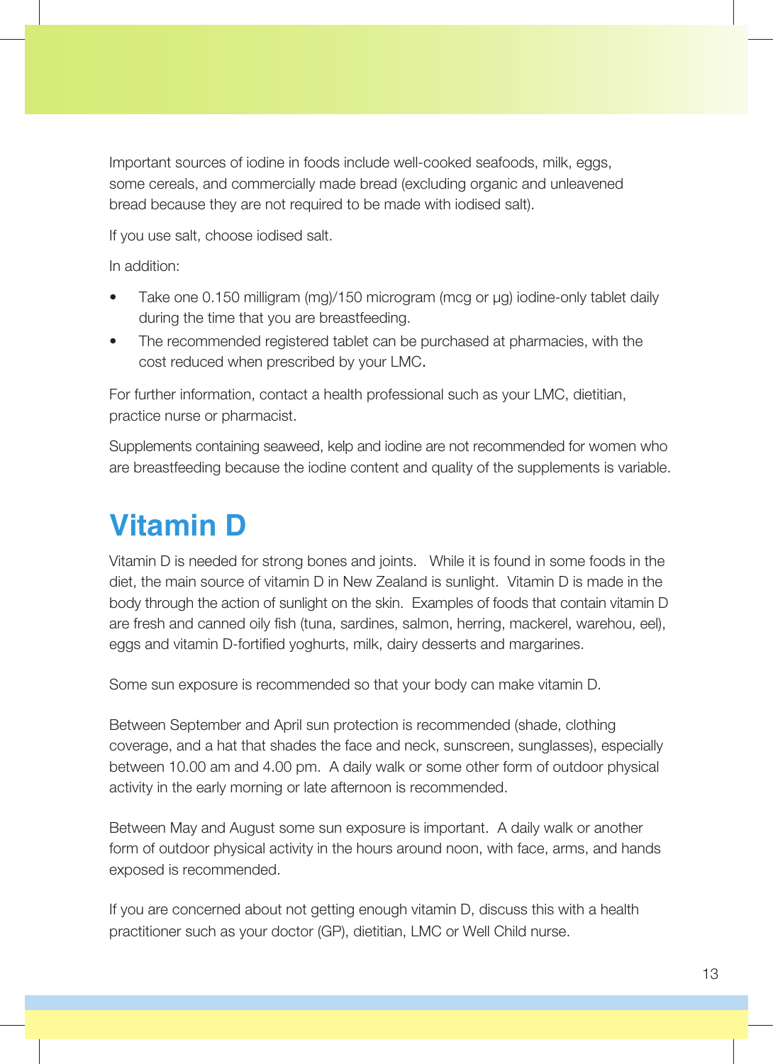Important sources of iodine in foods include well-cooked seafoods, milk, eggs, some cereals, and commercially made bread (excluding organic and unleavened bread because they are not required to be made with iodised salt).

If you use salt, choose iodised salt.

In addition:

- Take one 0.150 milligram (mg)/150 microgram (mcg or µg) iodine-only tablet daily during the time that you are breastfeeding.
- The recommended registered tablet can be purchased at pharmacies, with the cost reduced when prescribed by your LMC.

For further information, contact a health professional such as your LMC, dietitian, practice nurse or pharmacist.

Supplements containing seaweed, kelp and iodine are not recommended for women who are breastfeeding because the iodine content and quality of the supplements is variable.

# Vitamin D

Vitamin D is needed for strong bones and joints. While it is found in some foods in the diet, the main source of vitamin D in New Zealand is sunlight. Vitamin D is made in the body through the action of sunlight on the skin. Examples of foods that contain vitamin D are fresh and canned oily fish (tuna, sardines, salmon, herring, mackerel, warehou, eel), eggs and vitamin D-fortified yoghurts, milk, dairy desserts and margarines.

Some sun exposure is recommended so that your body can make vitamin D.

Between September and April sun protection is recommended (shade, clothing coverage, and a hat that shades the face and neck, sunscreen, sunglasses), especially between 10.00 am and 4.00 pm. A daily walk or some other form of outdoor physical activity in the early morning or late afternoon is recommended.

Between May and August some sun exposure is important. A daily walk or another form of outdoor physical activity in the hours around noon, with face, arms, and hands exposed is recommended.

If you are concerned about not getting enough vitamin D, discuss this with a health practitioner such as your doctor (GP), dietitian, LMC or Well Child nurse.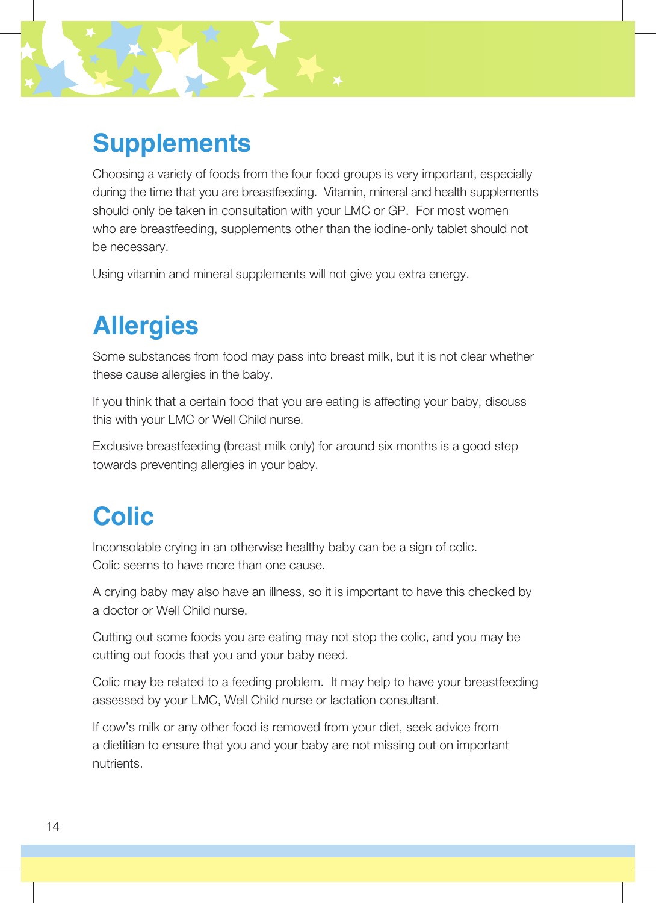## Supplements

Choosing a variety of foods from the four food groups is very important, especially during the time that you are breastfeeding. Vitamin, mineral and health supplements should only be taken in consultation with your LMC or GP. For most women who are breastfeeding, supplements other than the iodine-only tablet should not be necessary.

Using vitamin and mineral supplements will not give you extra energy.

## Allergies

Some substances from food may pass into breast milk, but it is not clear whether these cause allergies in the baby.

If you think that a certain food that you are eating is affecting your baby, discuss this with your LMC or Well Child nurse.

Exclusive breastfeeding (breast milk only) for around six months is a good step towards preventing allergies in your baby.

## Colic

Inconsolable crying in an otherwise healthy baby can be a sign of colic. Colic seems to have more than one cause.

A crying baby may also have an illness, so it is important to have this checked by a doctor or Well Child nurse.

Cutting out some foods you are eating may not stop the colic, and you may be cutting out foods that you and your baby need.

Colic may be related to a feeding problem. It may help to have your breastfeeding assessed by your LMC, Well Child nurse or lactation consultant.

If cow's milk or any other food is removed from your diet, seek advice from a dietitian to ensure that you and your baby are not missing out on important nutrients.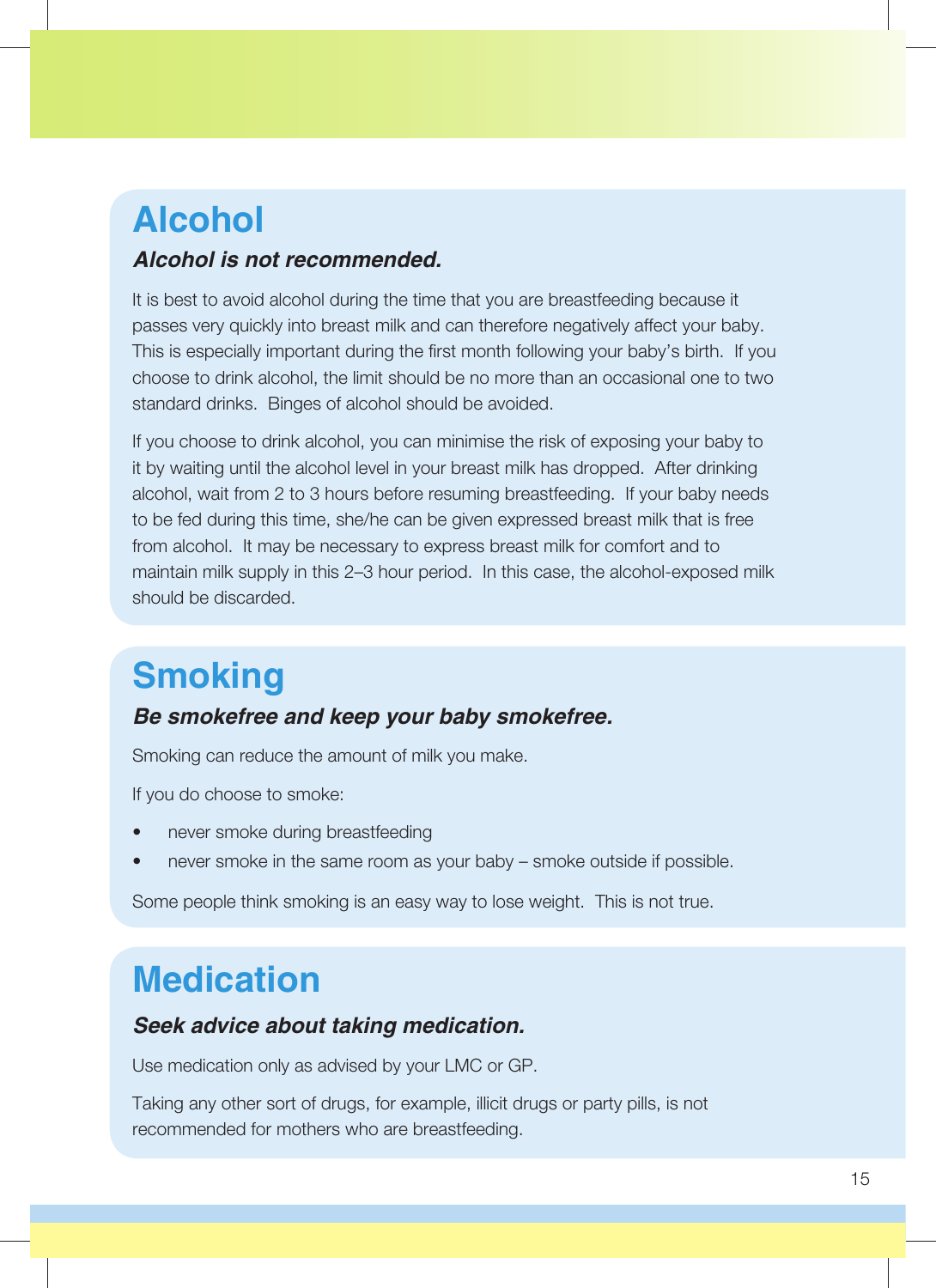## Alcohol

***Alcohol is not recommended.***

It is best to avoid alcohol during the time that you are breastfeeding because it passes very quickly into breast milk and can therefore negatively affect your baby. This is especially important during the first month following your baby's birth. If you choose to drink alcohol, the limit should be no more than an occasional one to two standard drinks. Binges of alcohol should be avoided.

If you choose to drink alcohol, you can minimise the risk of exposing your baby to it by waiting until the alcohol level in your breast milk has dropped. After drinking alcohol, wait from 2 to 3 hours before resuming breastfeeding. If your baby needs to be fed during this time, she/he can be given expressed breast milk that is free from alcohol. It may be necessary to express breast milk for comfort and to maintain milk supply in this 2–3 hour period. In this case, the alcohol-exposed milk should be discarded.

## Smoking

***Be smokefree and keep your baby smokefree.***

Smoking can reduce the amount of milk you make.

If you do choose to smoke:

- never smoke during breastfeeding
- never smoke in the same room as your baby – smoke outside if possible.

Some people think smoking is an easy way to lose weight. This is not true.

## Medication

***Seek advice about taking medication.***

Use medication only as advised by your LMC or GP.

Taking any other sort of drugs, for example, illicit drugs or party pills, is not recommended for mothers who are breastfeeding.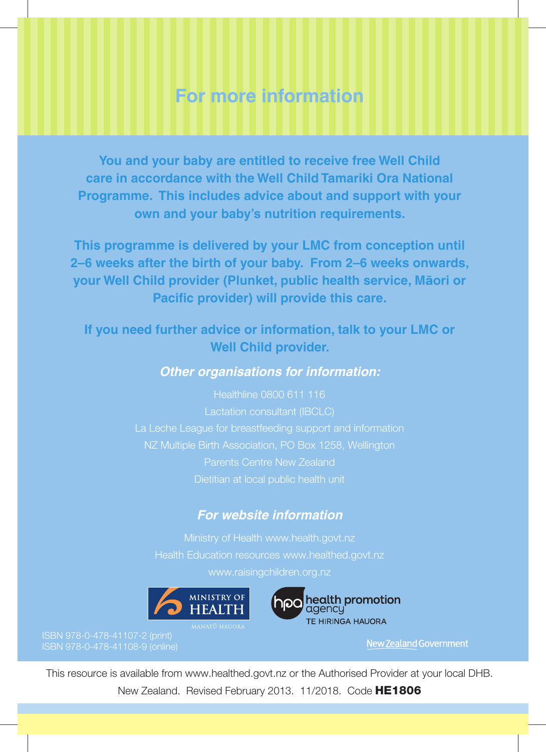# For more information

**You and your baby are entitled to receive free Well Child care in accordance with the Well Child Tamariki Ora National Programme. This includes advice about and support with your own and your baby's nutrition requirements.**

**This programme is delivered by your LMC from conception until 2–6 weeks after the birth of your baby. From 2–6 weeks onwards, your Well Child provider (Plunket, public health service, Māori or Pacific provider) will provide this care.**

**If you need further advice or information, talk to your LMC or Well Child provider.**

***Other organisations for information:***

Healthline 0800 611 116

Lactation consultant (IBCLC)

La Leche League for breastfeeding support and information

NZ Multiple Birth Association, PO Box 1258, Wellington

Parents Centre New Zealand

Dietitian at local public health unit

***For website information***

Ministry of Health www.health.govt.nz

Health Education resources www.healthed.govt.nz

www.raisingchildren.org.nz

MINISTRY OF HEALTH
MANATŪ HAUORA

hpa health promotion agency
TE HIRINGA HAUORA

ISBN 978-0-478-41107-2 (print)
ISBN 978-0-478-41108-9 (online)

New Zealand Government

This resource is available from www.healthed.govt.nz or the Authorised Provider at your local DHB.
New Zealand. Revised February 2013. 11/2018. Code **HE1806**